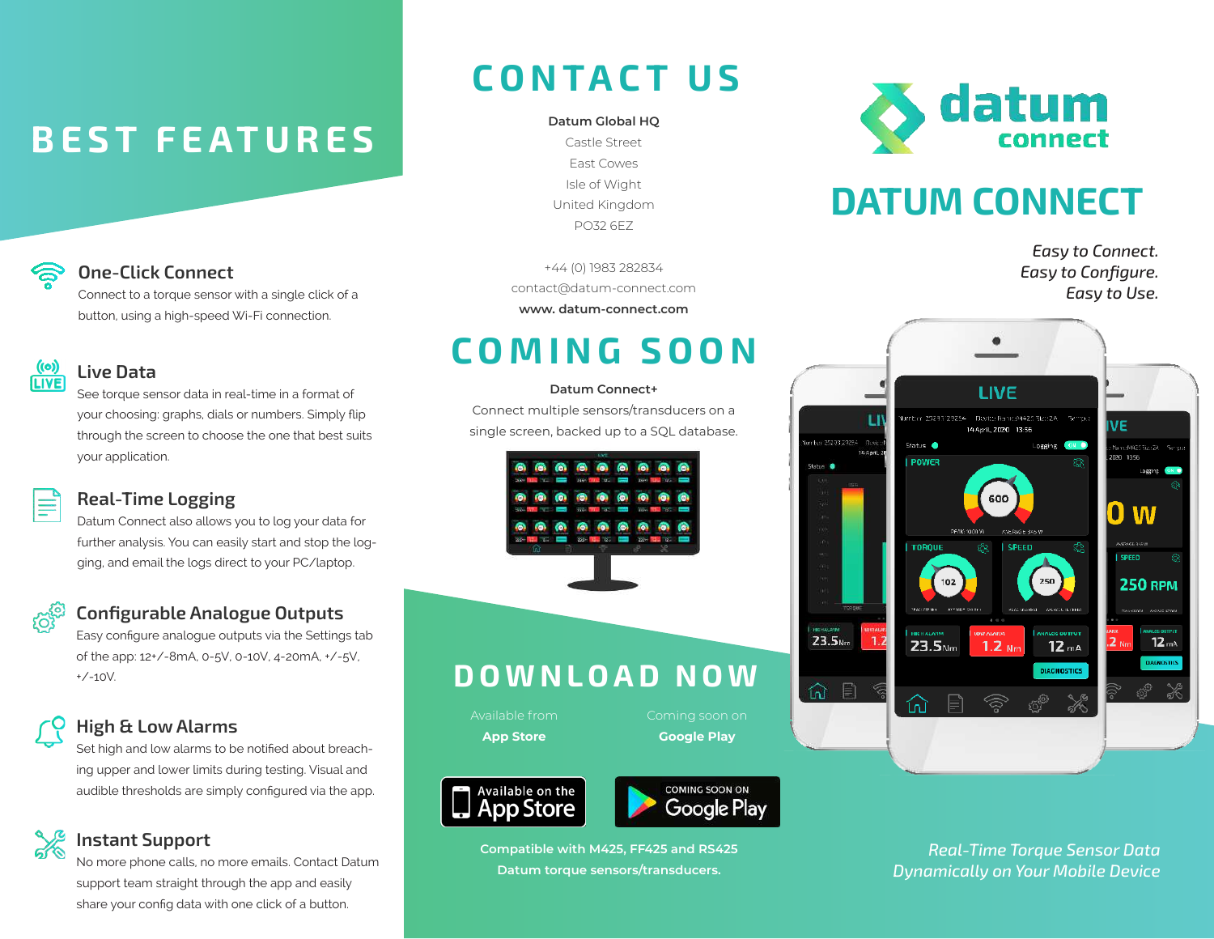# BEST FEATURES

### One-Click Connect

Connect to a torque sensor with a single click of a button, using a high-speed Wi-Fi connection.

### Live Data

See torque sensor data in real-time in a format of your choosing: graphs, dials or numbers. Simply flip through the screen to choose the one that best suits your application.

### Real-Time Logging

Datum Connect also allows you to log your data for further analysis. You can easily start and stop the logging, and email the logs direct to your PC/laptop.

### Configurable Analogue Outputs

Easy configure analogue outputs via the Settings tab of the app: 12+/-8mA, 0-5V, 0-10V, 4-20mA, +/-5V, +/-10V.

### High & Low Alarms

Set high and low alarms to be notified about breaching upper and lower limits during testing. Visual and audible thresholds are simply configured via the app.

### Instant Support

No more phone calls, no more emails. Contact Datum support team straight through the app and easily share your config data with one click of a button.

# CONTACT US

**Datum Global HQ**
Castle Street
East Cowes
Isle of Wight
United Kingdom
PO32 6EZ

+44 (0) 1983 282834
contact@datum-connect.com
**www. datum-connect.com**

# COMING SOON

**Datum Connect+**
Connect multiple sensors/transducers on a single screen, backed up to a SQL database.

# DOWNLOAD NOW

Available from
**App Store**

Coming soon on
**Google Play**

**Compatible with M425, FF425 and RS425 Datum torque sensors/transducers.**

# DATUM CONNECT

*Easy to Connect.*
*Easy to Configure.*
*Easy to Use.*

*Real-Time Torque Sensor Data Dynamically on Your Mobile Device*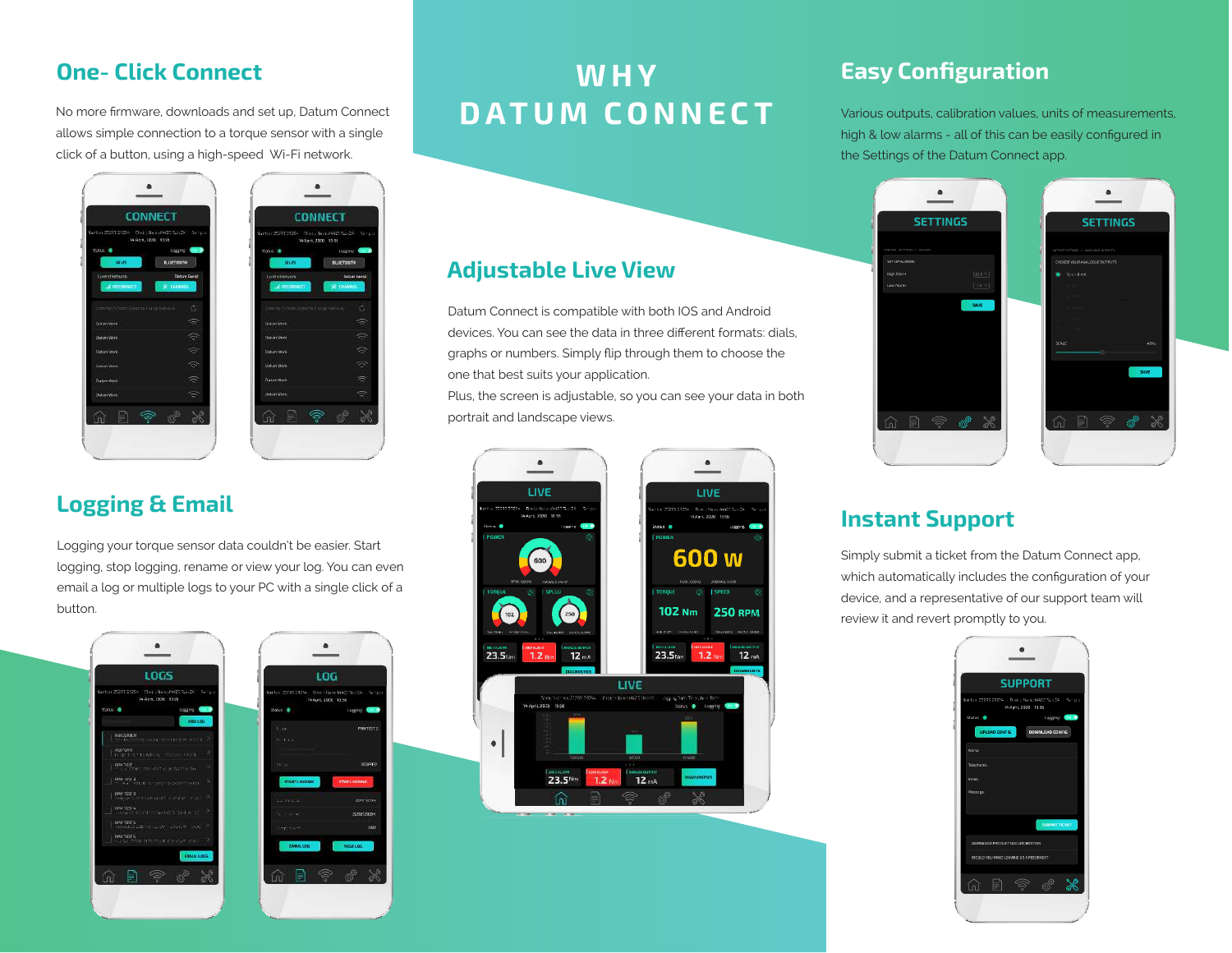# WHY DATUM CONNECT

## One- Click Connect

No more firmware, downloads and set up, Datum Connect allows simple connection to a torque sensor with a single click of a button, using a high-speed Wi-Fi network.

## Logging & Email

Logging your torque sensor data couldn't be easier. Start logging, stop logging, rename or view your log. You can even email a log or multiple logs to your PC with a single click of a button.

## Adjustable Live View

Datum Connect is compatible with both IOS and Android devices. You can see the data in three different formats: dials, graphs or numbers. Simply flip through them to choose the one that best suits your application.
Plus, the screen is adjustable, so you can see your data in both portrait and landscape views.

## Easy Configuration

Various outputs, calibration values, units of measurements, high & low alarms - all of this can be easily configured in the Settings of the Datum Connect app.

## Instant Support

Simply submit a ticket from the Datum Connect app, which automatically includes the configuration of your device, and a representative of our support team will review it and revert promptly to you.